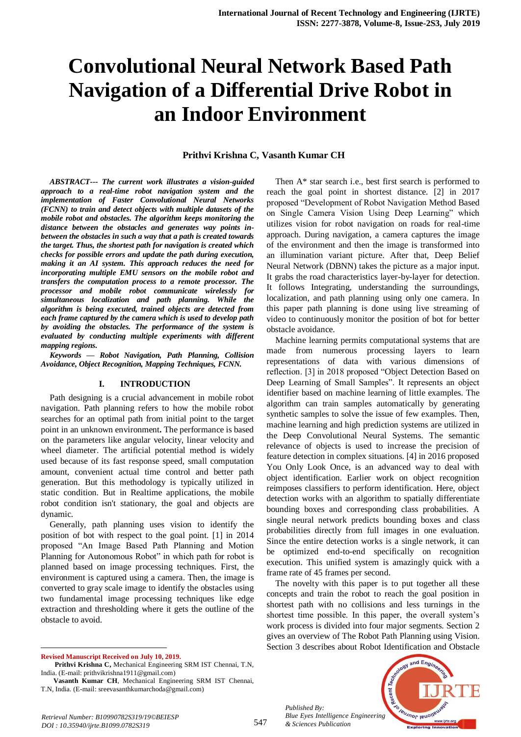# Convolutional Neural Network Based Path Navigation of a Differential Drive Robot in an Indoor Environment

**Prithvi Krishna C, Vasanth Kumar CH**

***ABSTRACT--- The current work illustrates a vision-guided approach to a real-time robot navigation system and the implementation of Faster Convolutional Neural Networks (FCNN) to train and detect objects with multiple datasets of the mobile robot and obstacles. The algorithm keeps monitoring the distance between the obstacles and generates way points in-between the obstacles in such a way that a path is created towards the target. Thus, the shortest path for navigation is created which checks for possible errors and update the path during execution, making it an AI system. This approach reduces the need for incorporating multiple EMU sensors on the mobile robot and transfers the computation process to a remote processor. The processor and mobile robot communicate wirelessly for simultaneous localization and path planning. While the algorithm is being executed, trained objects are detected from each frame captured by the camera which is used to develop path by avoiding the obstacles. The performance of the system is evaluated by conducting multiple experiments with different mapping regions.***

***Keywords — Robot Navigation, Path Planning, Collision Avoidance, Object Recognition, Mapping Techniques, FCNN.***

## I. INTRODUCTION

Path designing is a crucial advancement in mobile robot navigation. Path planning refers to how the mobile robot searches for an optimal path from initial point to the target point in an unknown environment**.** The performance is based on the parameters like angular velocity, linear velocity and wheel diameter. The artificial potential method is widely used because of its fast response speed, small computation amount, convenient actual time control and better path generation. But this methodology is typically utilized in static condition. But in Realtime applications, the mobile robot condition isn't stationary, the goal and objects are dynamic.

Generally, path planning uses vision to identify the position of bot with respect to the goal point. [1] in 2014 proposed "An Image Based Path Planning and Motion Planning for Autonomous Robot" in which path for robot is planned based on image processing techniques. First, the environment is captured using a camera. Then, the image is converted to gray scale image to identify the obstacles using two fundamental image processing techniques like edge extraction and thresholding where it gets the outline of the obstacle to avoid.

Then A* star search i.e., best first search is performed to reach the goal point in shortest distance. [2] in 2017 proposed "Development of Robot Navigation Method Based on Single Camera Vision Using Deep Learning" which utilizes vision for robot navigation on roads for real-time approach. During navigation, a camera captures the image of the environment and then the image is transformed into an illumination variant picture. After that, Deep Belief Neural Network (DBNN) takes the picture as a major input. It grabs the road characteristics layer-by-layer for detection. It follows Integrating, understanding the surroundings, localization, and path planning using only one camera. In this paper path planning is done using live streaming of video to continuously monitor the position of bot for better obstacle avoidance.

Machine learning permits computational systems that are made from numerous processing layers to learn representations of data with various dimensions of reflection. [3] in 2018 proposed "Object Detection Based on Deep Learning of Small Samples". It represents an object identifier based on machine learning of little examples. The algorithm can train samples automatically by generating synthetic samples to solve the issue of few examples. Then, machine learning and high prediction systems are utilized in the Deep Convolutional Neural Systems. The semantic relevance of objects is used to increase the precision of feature detection in complex situations. [4] in 2016 proposed You Only Look Once, is an advanced way to deal with object identification. Earlier work on object recognition reimposes classifiers to perform identification. Here, object detection works with an algorithm to spatially differentiate bounding boxes and corresponding class probabilities. A single neural network predicts bounding boxes and class probabilities directly from full images in one evaluation. Since the entire detection works is a single network, it can be optimized end-to-end specifically on recognition execution. This unified system is amazingly quick with a frame rate of 45 frames per second.

The novelty with this paper is to put together all these concepts and train the robot to reach the goal position in shortest path with no collisions and less turnings in the shortest time possible. In this paper, the overall system's work process is divided into four major segments. Section 2 gives an overview of The Robot Path Planning using Vision. Section 3 describes about Robot Identification and Obstacle

---

**Revised Manuscript Received on July 10, 2019.**

**Prithvi Krishna C,** Mechanical Engineering SRM IST Chennai, T.N, India. (E-mail: prithvikrishna1911@gmail.com)

**Vasanth Kumar CH**, Mechanical Engineering SRM IST Chennai, T.N, India. (E-mail: sreevasanthkumarchoda@gmail.com)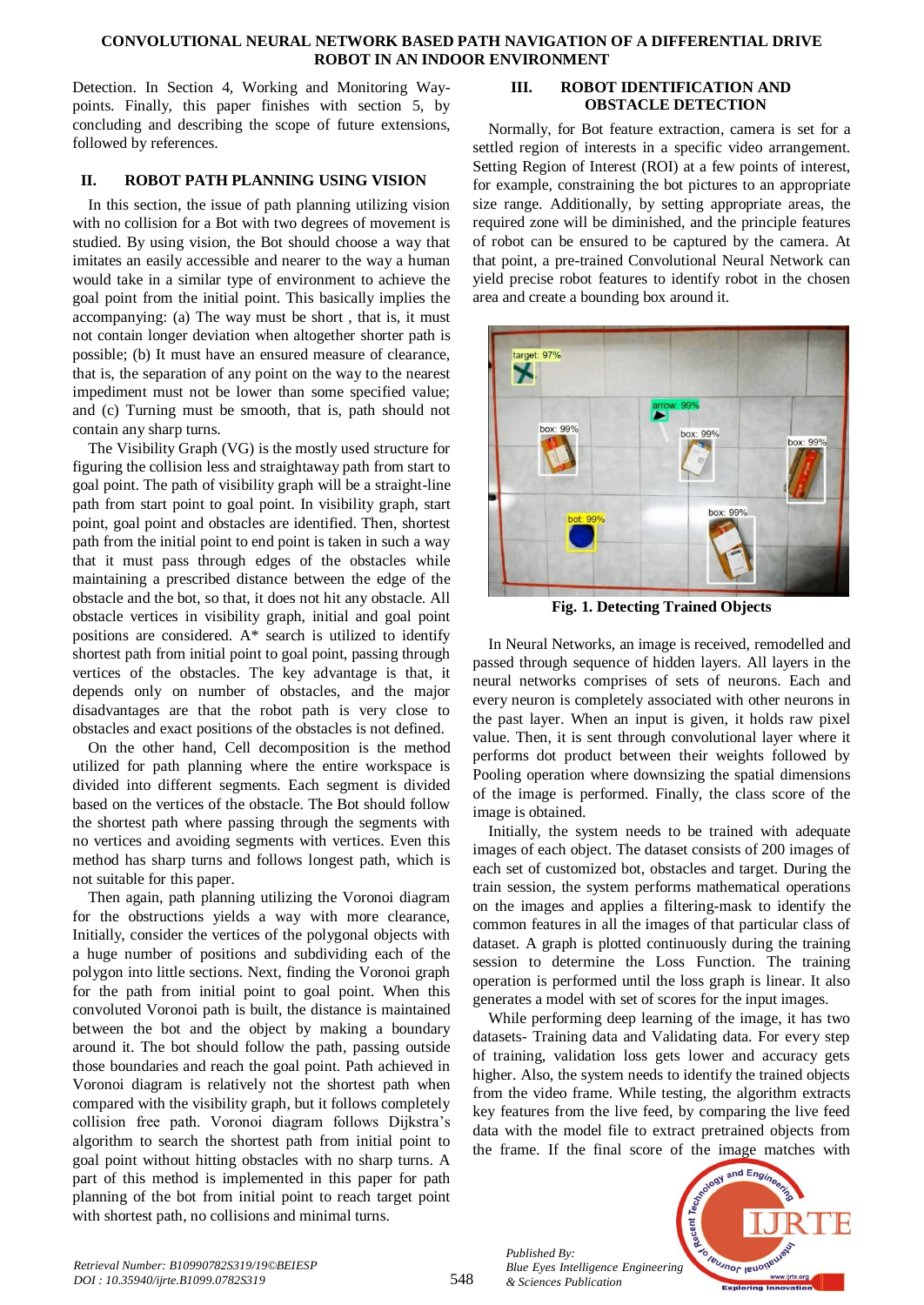Detection. In Section 4, Working and Monitoring Way-points. Finally, this paper finishes with section 5, by concluding and describing the scope of future extensions, followed by references.

## II. ROBOT PATH PLANNING USING VISION

In this section, the issue of path planning utilizing vision with no collision for a Bot with two degrees of movement is studied. By using vision, the Bot should choose a way that imitates an easily accessible and nearer to the way a human would take in a similar type of environment to achieve the goal point from the initial point. This basically implies the accompanying: (a) The way must be short , that is, it must not contain longer deviation when altogether shorter path is possible; (b) It must have an ensured measure of clearance, that is, the separation of any point on the way to the nearest impediment must not be lower than some specified value; and (c) Turning must be smooth, that is, path should not contain any sharp turns.

The Visibility Graph (VG) is the mostly used structure for figuring the collision less and straightaway path from start to goal point. The path of visibility graph will be a straight-line path from start point to goal point. In visibility graph, start point, goal point and obstacles are identified. Then, shortest path from the initial point to end point is taken in such a way that it must pass through edges of the obstacles while maintaining a prescribed distance between the edge of the obstacle and the bot, so that, it does not hit any obstacle. All obstacle vertices in visibility graph, initial and goal point positions are considered. A* search is utilized to identify shortest path from initial point to goal point, passing through vertices of the obstacles. The key advantage is that, it depends only on number of obstacles, and the major disadvantages are that the robot path is very close to obstacles and exact positions of the obstacles is not defined.

On the other hand, Cell decomposition is the method utilized for path planning where the entire workspace is divided into different segments. Each segment is divided based on the vertices of the obstacle. The Bot should follow the shortest path where passing through the segments with no vertices and avoiding segments with vertices. Even this method has sharp turns and follows longest path, which is not suitable for this paper.

Then again, path planning utilizing the Voronoi diagram for the obstructions yields a way with more clearance, Initially, consider the vertices of the polygonal objects with a huge number of positions and subdividing each of the polygon into little sections. Next, finding the Voronoi graph for the path from initial point to goal point. When this convoluted Voronoi path is built, the distance is maintained between the bot and the object by making a boundary around it. The bot should follow the path, passing outside those boundaries and reach the goal point. Path achieved in Voronoi diagram is relatively not the shortest path when compared with the visibility graph, but it follows completely collision free path. Voronoi diagram follows Dijkstra's algorithm to search the shortest path from initial point to goal point without hitting obstacles with no sharp turns. A part of this method is implemented in this paper for path planning of the bot from initial point to reach target point with shortest path, no collisions and minimal turns.

## III. ROBOT IDENTIFICATION AND OBSTACLE DETECTION

Normally, for Bot feature extraction, camera is set for a settled region of interests in a specific video arrangement. Setting Region of Interest (ROI) at a few points of interest, for example, constraining the bot pictures to an appropriate size range. Additionally, by setting appropriate areas, the required zone will be diminished, and the principle features of robot can be ensured to be captured by the camera. At that point, a pre-trained Convolutional Neural Network can yield precise robot features to identify robot in the chosen area and create a bounding box around it.

**Fig. 1. Detecting Trained Objects**

In Neural Networks, an image is received, remodelled and passed through sequence of hidden layers. All layers in the neural networks comprises of sets of neurons. Each and every neuron is completely associated with other neurons in the past layer. When an input is given, it holds raw pixel value. Then, it is sent through convolutional layer where it performs dot product between their weights followed by Pooling operation where downsizing the spatial dimensions of the image is performed. Finally, the class score of the image is obtained.

Initially, the system needs to be trained with adequate images of each object. The dataset consists of 200 images of each set of customized bot, obstacles and target. During the train session, the system performs mathematical operations on the images and applies a filtering-mask to identify the common features in all the images of that particular class of dataset. A graph is plotted continuously during the training session to determine the Loss Function. The training operation is performed until the loss graph is linear. It also generates a model with set of scores for the input images.

While performing deep learning of the image, it has two datasets- Training data and Validating data. For every step of training, validation loss gets lower and accuracy gets higher. Also, the system needs to identify the trained objects from the video frame. While testing, the algorithm extracts key features from the live feed, by comparing the live feed data with the model file to extract pretrained objects from the frame. If the final score of the image matches with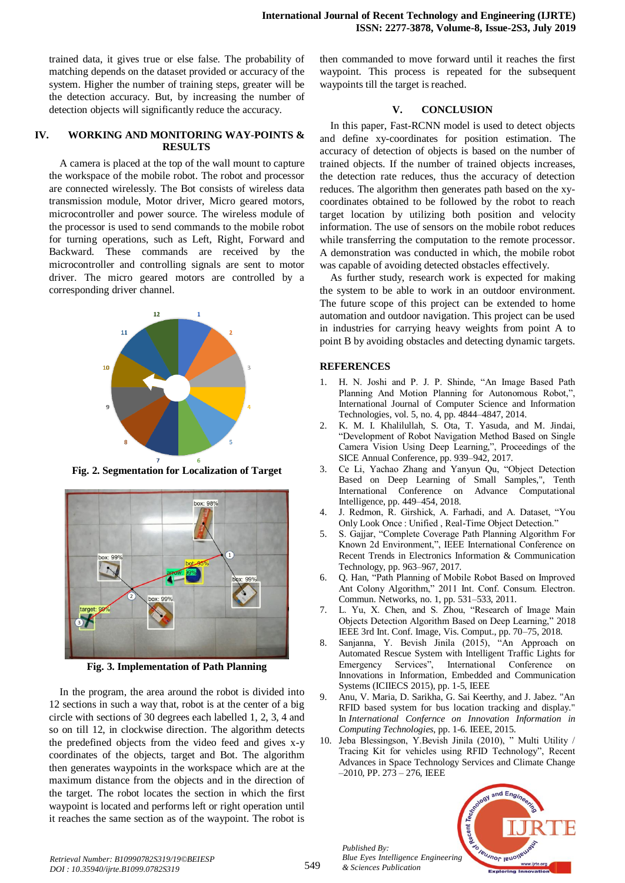trained data, it gives true or else false. The probability of matching depends on the dataset provided or accuracy of the system. Higher the number of training steps, greater will be the detection accuracy. But, by increasing the number of detection objects will significantly reduce the accuracy.

## IV. WORKING AND MONITORING WAY-POINTS & RESULTS

A camera is placed at the top of the wall mount to capture the workspace of the mobile robot. The robot and processor are connected wirelessly. The Bot consists of wireless data transmission module, Motor driver, Micro geared motors, microcontroller and power source. The wireless module of the processor is used to send commands to the mobile robot for turning operations, such as Left, Right, Forward and Backward. These commands are received by the microcontroller and controlling signals are sent to motor driver. The micro geared motors are controlled by a corresponding driver channel.

12
1
2
3
4
5
6
7
8
9
10
11

**Fig. 2. Segmentation for Localization of Target**

box: 98%
box: 99%
bot: 95%
arrow: 99%
box: 99%
box: 99%
target: 99%
1
2
3

**Fig. 3. Implementation of Path Planning**

In the program, the area around the robot is divided into 12 sections in such a way that, robot is at the center of a big circle with sections of 30 degrees each labelled 1, 2, 3, 4 and so on till 12, in clockwise direction. The algorithm detects the predefined objects from the video feed and gives x-y coordinates of the objects, target and Bot. The algorithm then generates waypoints in the workspace which are at the maximum distance from the objects and in the direction of the target. The robot locates the section in which the first waypoint is located and performs left or right operation until it reaches the same section as of the waypoint. The robot is then commanded to move forward until it reaches the first waypoint. This process is repeated for the subsequent waypoints till the target is reached.

## V. CONCLUSION

In this paper, Fast-RCNN model is used to detect objects and define xy-coordinates for position estimation. The accuracy of detection of objects is based on the number of trained objects. If the number of trained objects increases, the detection rate reduces, thus the accuracy of detection reduces. The algorithm then generates path based on the xy-coordinates obtained to be followed by the robot to reach target location by utilizing both position and velocity information. The use of sensors on the mobile robot reduces while transferring the computation to the remote processor. A demonstration was conducted in which, the mobile robot was capable of avoiding detected obstacles effectively.

As further study, research work is expected for making the system to be able to work in an outdoor environment. The future scope of this project can be extended to home automation and outdoor navigation. This project can be used in industries for carrying heavy weights from point A to point B by avoiding obstacles and detecting dynamic targets.

## REFERENCES

1. H. N. Joshi and P. J. P. Shinde, "An Image Based Path Planning And Motion Planning for Autonomous Robot,", International Journal of Computer Science and Information Technologies, vol. 5, no. 4, pp. 4844–4847, 2014.
2. K. M. I. Khalilullah, S. Ota, T. Yasuda, and M. Jindai, "Development of Robot Navigation Method Based on Single Camera Vision Using Deep Learning,", Proceedings of the SICE Annual Conference, pp. 939–942, 2017.
3. Ce Li, Yachao Zhang and Yanyun Qu, "Object Detection Based on Deep Learning of Small Samples,", Tenth International Conference on Advance Computational Intelligence, pp. 449–454, 2018.
4. J. Redmon, R. Girshick, A. Farhadi, and A. Dataset, "You Only Look Once : Unified , Real-Time Object Detection."
5. S. Gajjar, "Complete Coverage Path Planning Algorithm For Known 2d Environment,", IEEE International Conference on Recent Trends in Electronics Information & Communication Technology, pp. 963–967, 2017.
6. Q. Han, "Path Planning of Mobile Robot Based on Improved Ant Colony Algorithm," 2011 Int. Conf. Consum. Electron. Commun. Networks, no. 1, pp. 531–533, 2011.
7. L. Yu, X. Chen, and S. Zhou, "Research of Image Main Objects Detection Algorithm Based on Deep Learning," 2018 IEEE 3rd Int. Conf. Image, Vis. Comput., pp. 70–75, 2018.
8. Sanjanna, Y. Bevish Jinila (2015), "An Approach on Automated Rescue System with Intelligent Traffic Lights for Emergency Services", International Conference on Innovations in Information, Embedded and Communication Systems (ICIIECS 2015), pp. 1-5, IEEE
9. Anu, V. Maria, D. Sarikha, G. Sai Keerthy, and J. Jabez. "An RFID based system for bus location tracking and display." In *International Conference on Innovation Information in Computing Technologies*, pp. 1-6. IEEE, 2015.
10. Jeba Blessingson, Y.Bevish Jinila (2010), " Multi Utility / Tracing Kit for vehicles using RFID Technology", Recent Advances in Space Technology Services and Climate Change –2010, PP. 273 – 276, IEEE